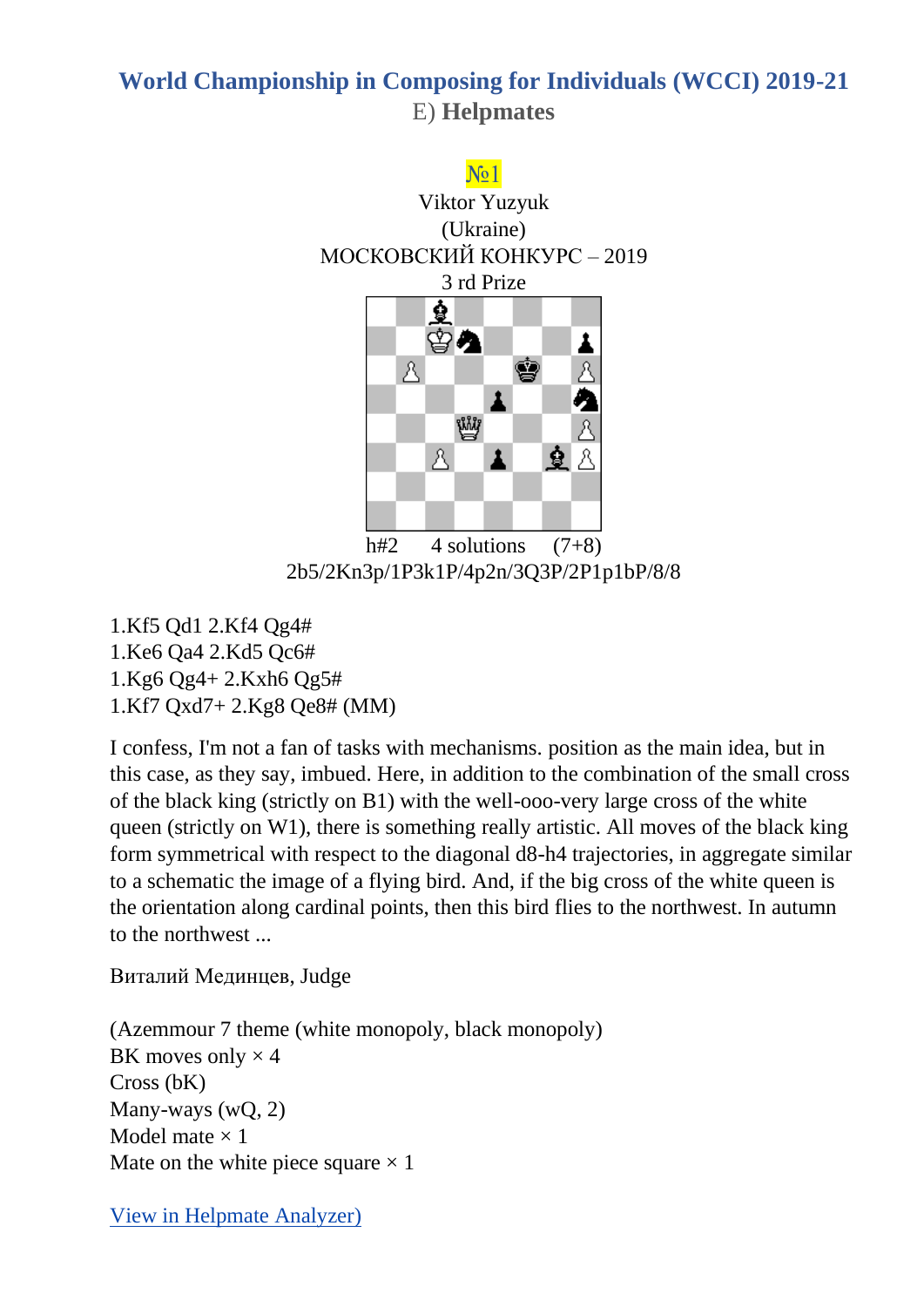## World Championship in Composing for Individuals (WCCI) 2019-21

E) **Helpmates**

№1

Viktor Yuzyuk
(Ukraine)
МОСКОВСКИЙ КОНКУРС – 2019
3 rd Prize

h#2    4 solutions    (7+8)

2b5/2Kn3p/1P3k1P/4p2n/3Q3P/2P1p1bP/8/8

1.Kf5 Qd1 2.Kf4 Qg4#
1.Ke6 Qa4 2.Kd5 Qc6#
1.Kg6 Qg4+ 2.Kxh6 Qg5#
1.Kf7 Qxd7+ 2.Kg8 Qe8# (MM)

I confess, I'm not a fan of tasks with mechanisms. position as the main idea, but in this case, as they say, imbued. Here, in addition to the combination of the small cross of the black king (strictly on B1) with the well-ooo-very large cross of the white queen (strictly on W1), there is something really artistic. All moves of the black king form symmetrical with respect to the diagonal d8-h4 trajectories, in aggregate similar to a schematic the image of a flying bird. And, if the big cross of the white queen is the orientation along cardinal points, then this bird flies to the northwest. In autumn to the northwest ...

Виталий Мединцев, Judge

(Azemmour 7 theme (white monopoly, black monopoly)
BK moves only × 4
Cross (bK)
Many-ways (wQ, 2)
Model mate × 1
Mate on the white piece square × 1

View in Helpmate Analyzer)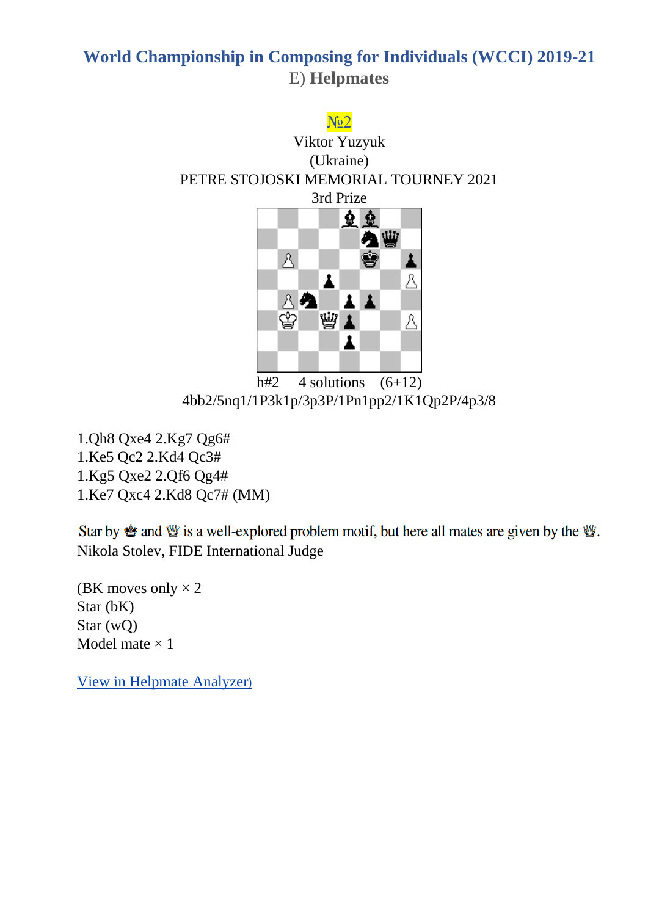# World Championship in Composing for Individuals (WCCI) 2019-21

## E) **Helmpates**

№2

Viktor Yuzyuk

(Ukraine)

PETRE STOJOSKI MEMORIAL TOURNEY 2021

3rd Prize

h#2 4 solutions (6+12)

4bb2/5nq1/1P3k1p/3p3P/1Pn1pp2/1K1Qp2P/4p3/8

1.Qh8 Qxe4 2.Kg7 Qg6#
1.Ke5 Qc2 2.Kd4 Qc3#
1.Kg5 Qxe2 2.Qf6 Qg4#
1.Ke7 Qxc4 2.Kd8 Qc7# (MM)

Star by ♚ and ♕ is a well-explored problem motif, but here all mates are given by the ♕.
Nikola Stolev, FIDE International Judge

(BK moves only × 2
Star (bK)
Star (wQ)
Model mate × 1

[View in Helpmate Analyzer)]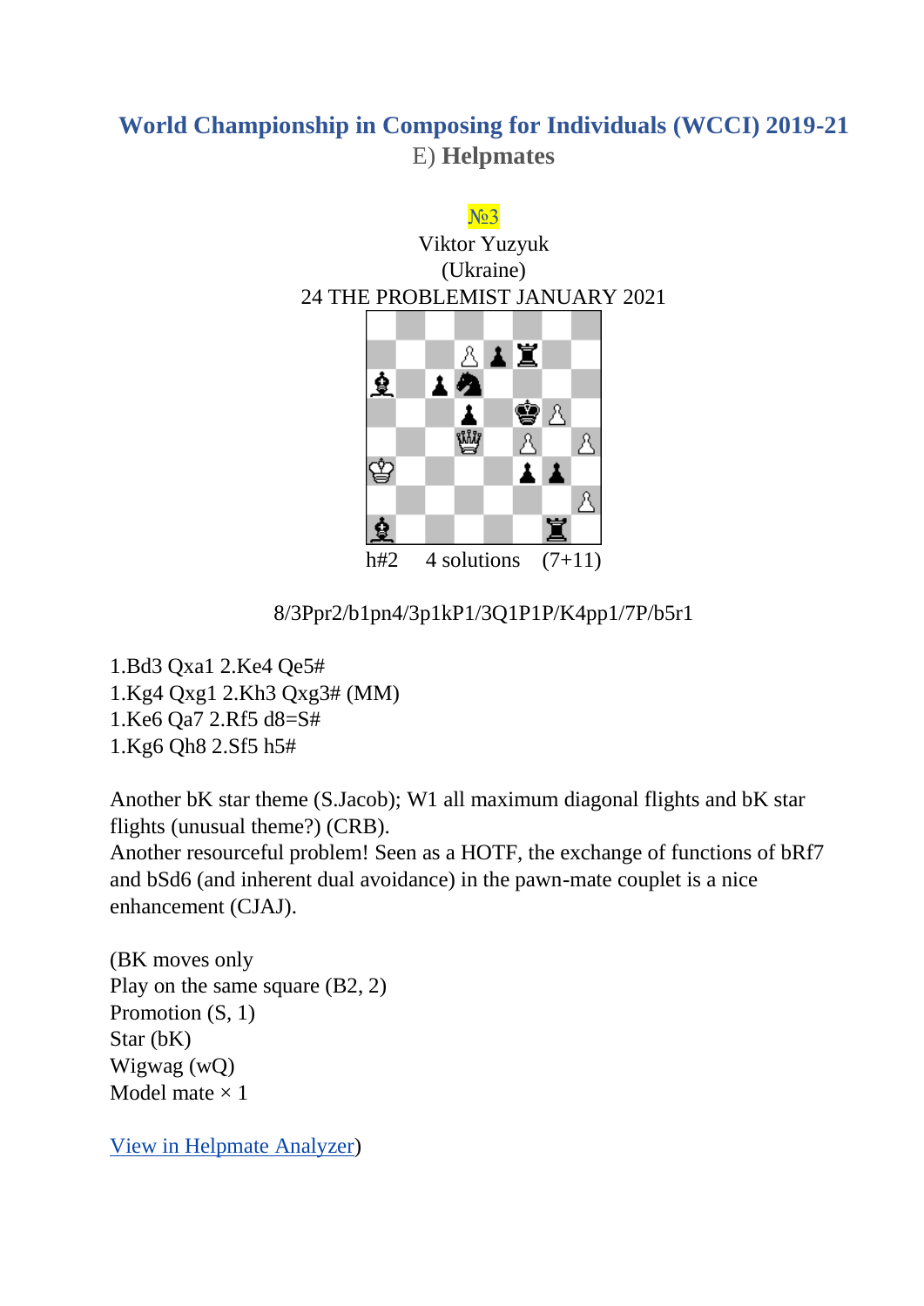## World Championship in Composing for Individuals (WCCI) 2019-21

### E) **Helpmates**

№3
Viktor Yuzyuk
(Ukraine)
24 THE PROBLEMIST JANUARY 2021

h#2 4 solutions (7+11)

8/3Ppr2/b1pn4/3p1kP1/3Q1P1P/K4pp1/7P/b5r1

1.Bd3 Qxa1 2.Ke4 Qe5#
1.Kg4 Qxg1 2.Kh3 Qxg3# (MM)
1.Ke6 Qa7 2.Rf5 d8=S#
1.Kg6 Qh8 2.Sf5 h5#

Another bK star theme (S.Jacob); W1 all maximum diagonal flights and bK star flights (unusual theme?) (CRB).
Another resourceful problem! Seen as a HOTF, the exchange of functions of bRf7 and bSd6 (and inherent dual avoidance) in the pawn-mate couplet is a nice enhancement (CJAJ).

(BK moves only
Play on the same square (B2, 2)
Promotion (S, 1)
Star (bK)
Wigwag (wQ)
Model mate × 1

View in Helpmate Analyzer)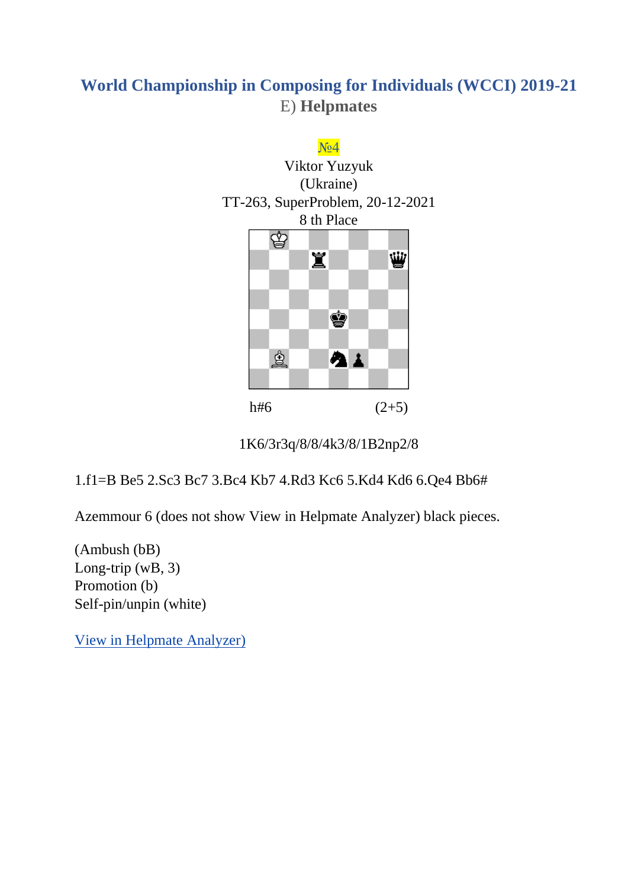## World Championship in Composing for Individuals (WCCI) 2019-21

### E) **Helpmates**

№4

Viktor Yuzyuk
(Ukraine)
TT-263, SuperProblem, 20-12-2021
8 th Place

h#6 (2+5)

1K6/3r3q/8/8/4k3/8/1B2np2/8

1.f1=B Be5 2.Sc3 Bc7 3.Bc4 Kb7 4.Rd3 Kc6 5.Kd4 Kd6 6.Qe4 Bb6#

Azemmour 6 (does not show View in Helpmate Analyzer) black pieces.

(Ambush (bB)
Long-trip (wB, 3)
Promotion (b)
Self-pin/unpin (white)

View in Helpmate Analyzer)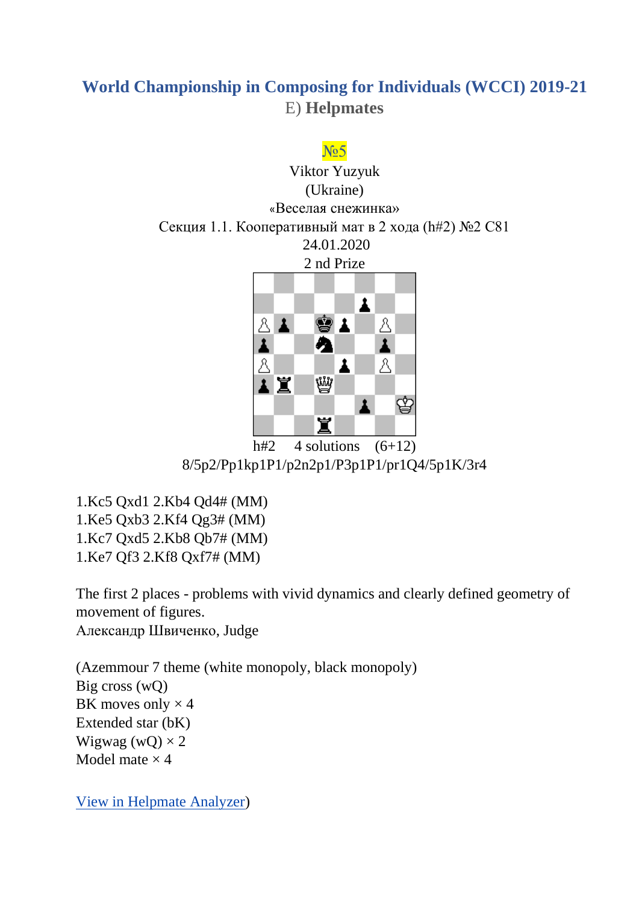# World Championship in Composing for Individuals (WCCI) 2019-21

E) **Helpmates**

№5

Viktor Yuzyuk

(Ukraine)

«Веселая снежинка»

Секция 1.1. Кооперативный мат в 2 хода (h#2) №2 C81

24.01.2020

2 nd Prize

h#2 4 solutions (6+12)

8/5p2/Pp1kp1P1/p2n2p1/P3p1P1/pr1Q4/5p1K/3r4

1.Kc5 Qxd1 2.Kb4 Qd4# (MM)
1.Ke5 Qxb3 2.Kf4 Qg3# (MM)
1.Kc7 Qxd5 2.Kb8 Qb7# (MM)
1.Ke7 Qf3 2.Kf8 Qxf7# (MM)

The first 2 places - problems with vivid dynamics and clearly defined geometry of movement of figures.
Александр Швиченко, Judge

(Azemmour 7 theme (white monopoly, black monopoly)
Big cross (wQ)
BK moves only × 4
Extended star (bK)
Wigwag (wQ) × 2
Model mate × 4

View in Helmpate Analyzer)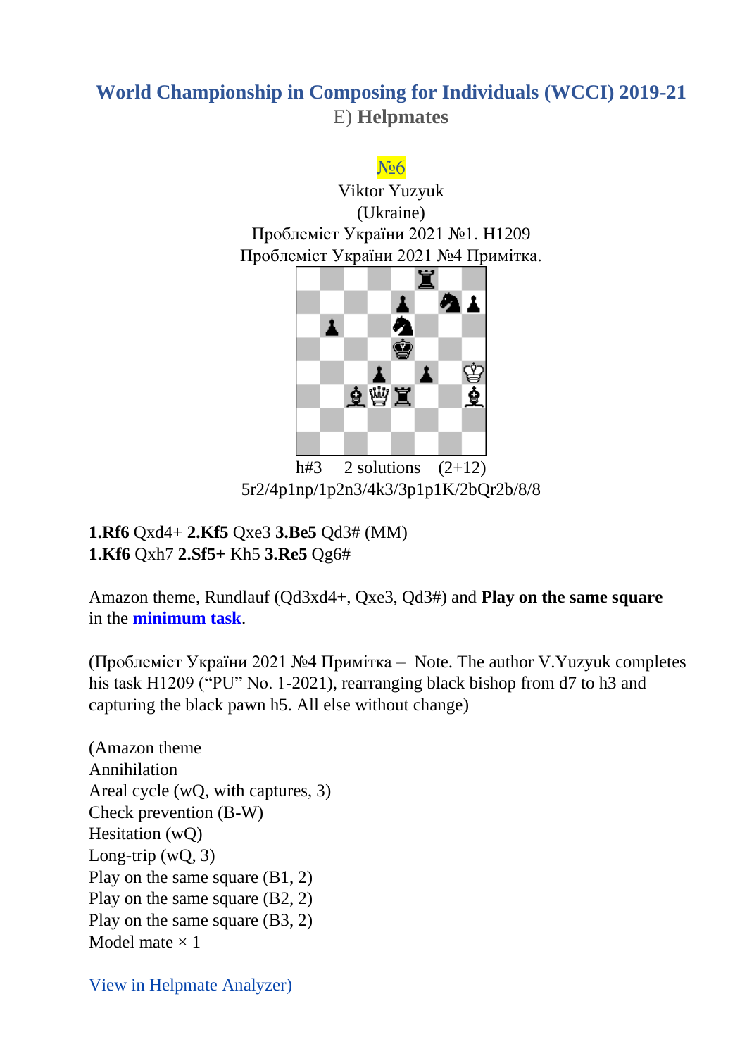# World Championship in Composing for Individuals (WCCI) 2019-21

E) **Helpmates**

№6

Viktor Yuzyuk
(Ukraine)
Проблеміст України 2021 №1. H1209
Проблеміст України 2021 №4 Примітка.

h#3 2 solutions (2+12)
5r2/4p1np/1p2n3/4k3/3p1p1K/2bQr2b/8/8

**1.Rf6** Qxd4+ **2.Kf5** Qxe3 **3.Be5** Qd3# (MM)
**1.Kf6** Qxh7 **2.Sf5+** Kh5 **3.Re5** Qg6#

Amazon theme, Rundlauf (Qd3xd4+, Qxe3, Qd3#) and **Play on the same square** in the **minimum task**.

(Проблеміст України 2021 №4 Примітка – Note. The author V.Yuzyuk completes his task H1209 ("PU" No. 1-2021), rearranging black bishop from d7 to h3 and capturing the black pawn h5. All else without change)

(Amazon theme
Annihilation
Areal cycle (wQ, with captures, 3)
Check prevention (B-W)
Hesitation (wQ)
Long-trip (wQ, 3)
Play on the same square (B1, 2)
Play on the same square (B2, 2)
Play on the same square (B3, 2)
Model mate × 1

View in Helpmate Analyzer)